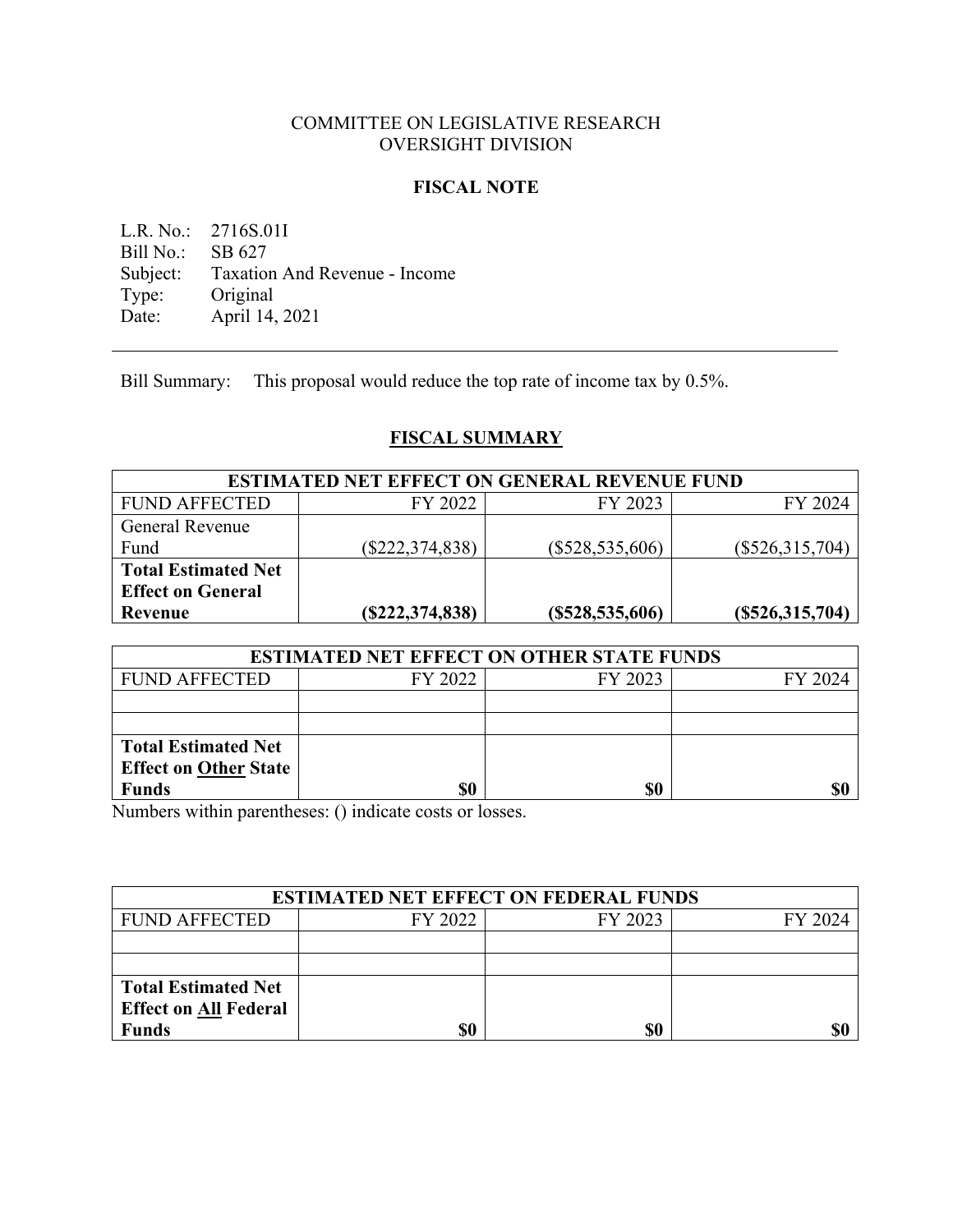COMMITTEE ON LEGISLATIVE RESEARCH
OVERSIGHT DIVISION

## FISCAL NOTE

L.R. No.: 2716S.01I
Bill No.: SB 627
Subject: Taxation And Revenue - Income
Type: Original
Date: April 14, 2021

---

Bill Summary: This proposal would reduce the top rate of income tax by 0.5%.

## FISCAL SUMMARY

| ESTIMATED NET EFFECT ON GENERAL REVENUE FUND | | | |
|---|---|---|---|
| FUND AFFECTED | FY 2022 | FY 2023 | FY 2024 |
| General Revenue Fund | ($222,374,838) | ($528,535,606) | ($526,315,704) |
| **Total Estimated Net Effect on General Revenue** | **($222,374,838)** | **($528,535,606)** | **($526,315,704)** |

| ESTIMATED NET EFFECT ON OTHER STATE FUNDS | | | |
|---|---|---|---|
| FUND AFFECTED | FY 2022 | FY 2023 | FY 2024 |
| | | | |
| | | | |
| **Total Estimated Net Effect on Other State Funds** | **$0** | **$0** | **$0** |

Numbers within parentheses: () indicate costs or losses.

| ESTIMATED NET EFFECT ON FEDERAL FUNDS | | | |
|---|---|---|---|
| FUND AFFECTED | FY 2022 | FY 2023 | FY 2024 |
| | | | |
| | | | |
| **Total Estimated Net Effect on All Federal Funds** | **$0** | **$0** | **$0** |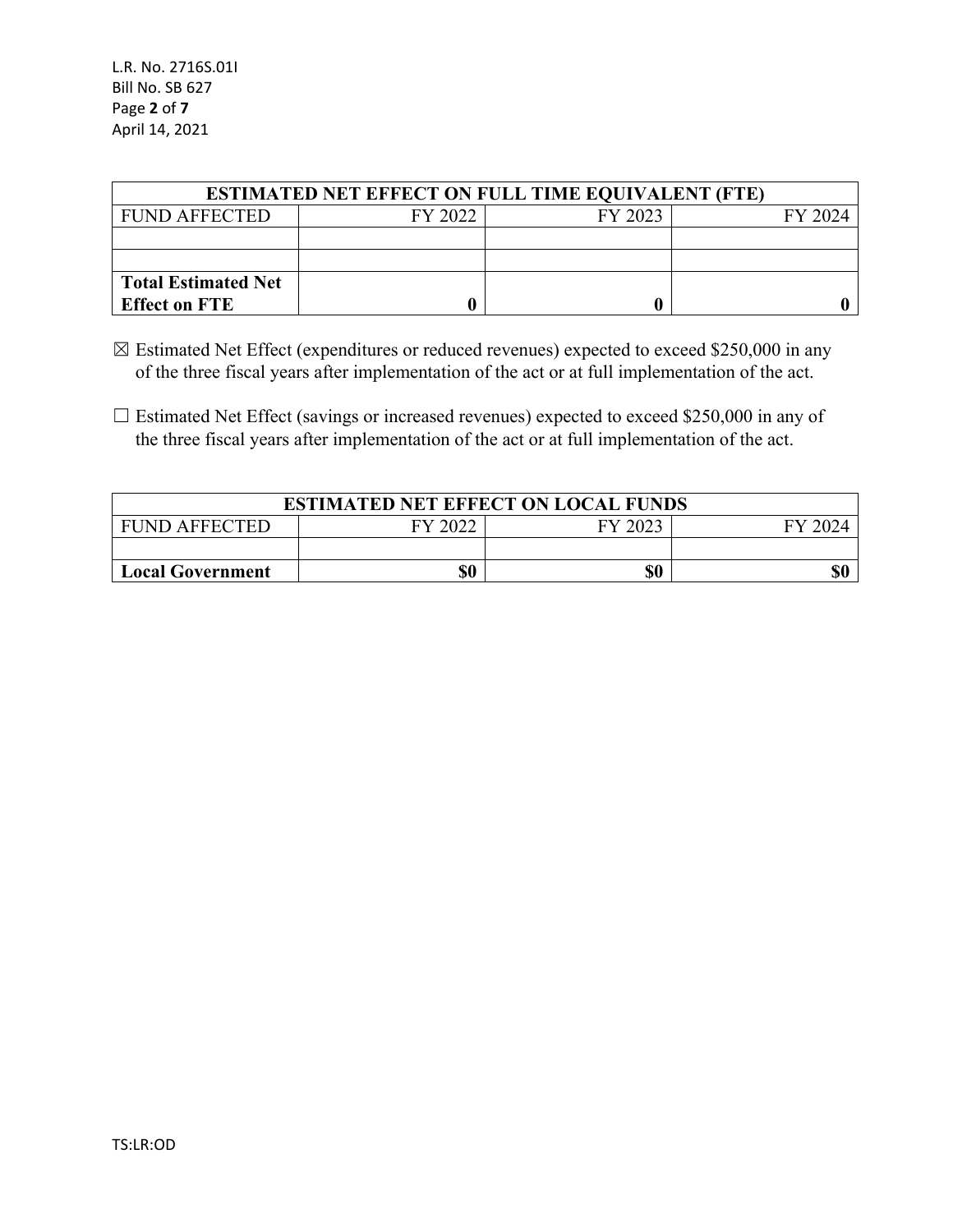| ESTIMATED NET EFFECT ON FULL TIME EQUIVALENT (FTE) | | | |
|---|---|---|---|
| FUND AFFECTED | FY 2022 | FY 2023 | FY 2024 |
| | | | |
| | | | |
| **Total Estimated Net Effect on FTE** | **0** | **0** | **0** |

☒ Estimated Net Effect (expenditures or reduced revenues) expected to exceed $250,000 in any of the three fiscal years after implementation of the act or at full implementation of the act.

☐ Estimated Net Effect (savings or increased revenues) expected to exceed $250,000 in any of the three fiscal years after implementation of the act or at full implementation of the act.

| ESTIMATED NET EFFECT ON LOCAL FUNDS | | | |
|---|---|---|---|
| FUND AFFECTED | FY 2022 | FY 2023 | FY 2024 |
| | | | |
| **Local Government** | **$0** | **$0** | **$0** |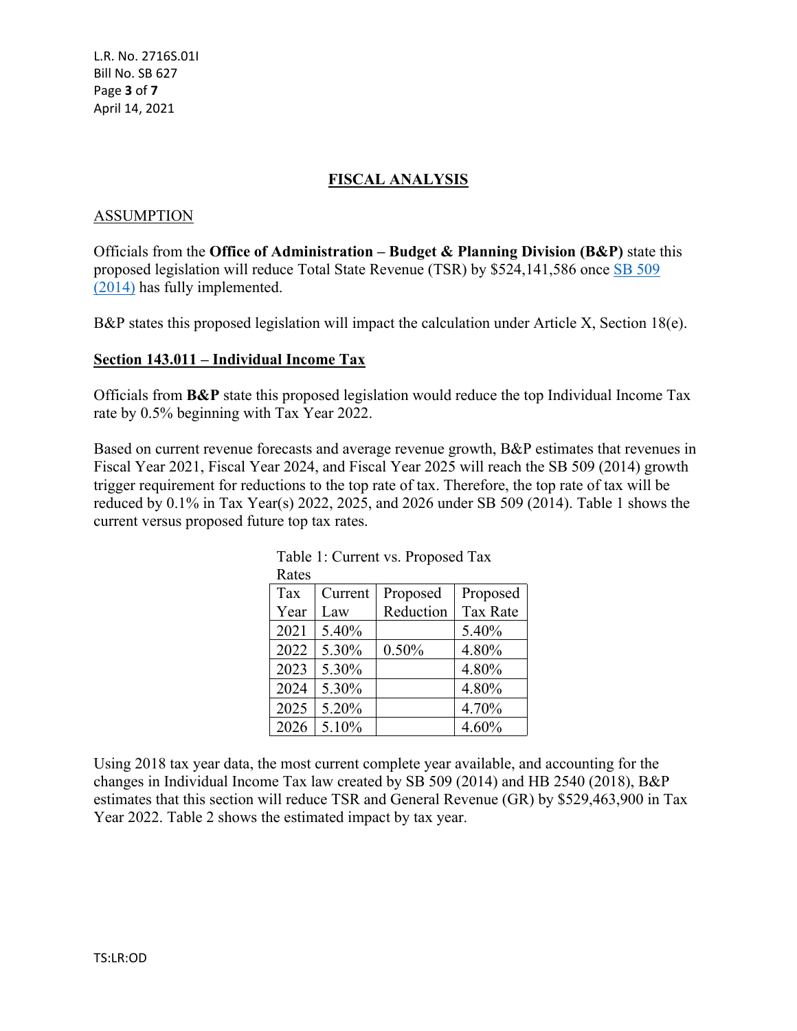## FISCAL ANALYSIS

### ASSUMPTION

Officials from the **Office of Administration – Budget & Planning Division (B&P)** state this proposed legislation will reduce Total State Revenue (TSR) by $524,141,586 once SB 509 (2014) has fully implemented.

B&P states this proposed legislation will impact the calculation under Article X, Section 18(e).

**Section 143.011 – Individual Income Tax**

Officials from **B&P** state this proposed legislation would reduce the top Individual Income Tax rate by 0.5% beginning with Tax Year 2022.

Based on current revenue forecasts and average revenue growth, B&P estimates that revenues in Fiscal Year 2021, Fiscal Year 2024, and Fiscal Year 2025 will reach the SB 509 (2014) growth trigger requirement for reductions to the top rate of tax. Therefore, the top rate of tax will be reduced by 0.1% in Tax Year(s) 2022, 2025, and 2026 under SB 509 (2014). Table 1 shows the current versus proposed future top tax rates.

Table 1: Current vs. Proposed Tax Rates

| Tax Year | Current Law | Proposed Reduction | Proposed Tax Rate |
|---|---|---|---|
| 2021 | 5.40% | | 5.40% |
| 2022 | 5.30% | 0.50% | 4.80% |
| 2023 | 5.30% | | 4.80% |
| 2024 | 5.30% | | 4.80% |
| 2025 | 5.20% | | 4.70% |
| 2026 | 5.10% | | 4.60% |

Using 2018 tax year data, the most current complete year available, and accounting for the changes in Individual Income Tax law created by SB 509 (2014) and HB 2540 (2018), B&P estimates that this section will reduce TSR and General Revenue (GR) by $529,463,900 in Tax Year 2022. Table 2 shows the estimated impact by tax year.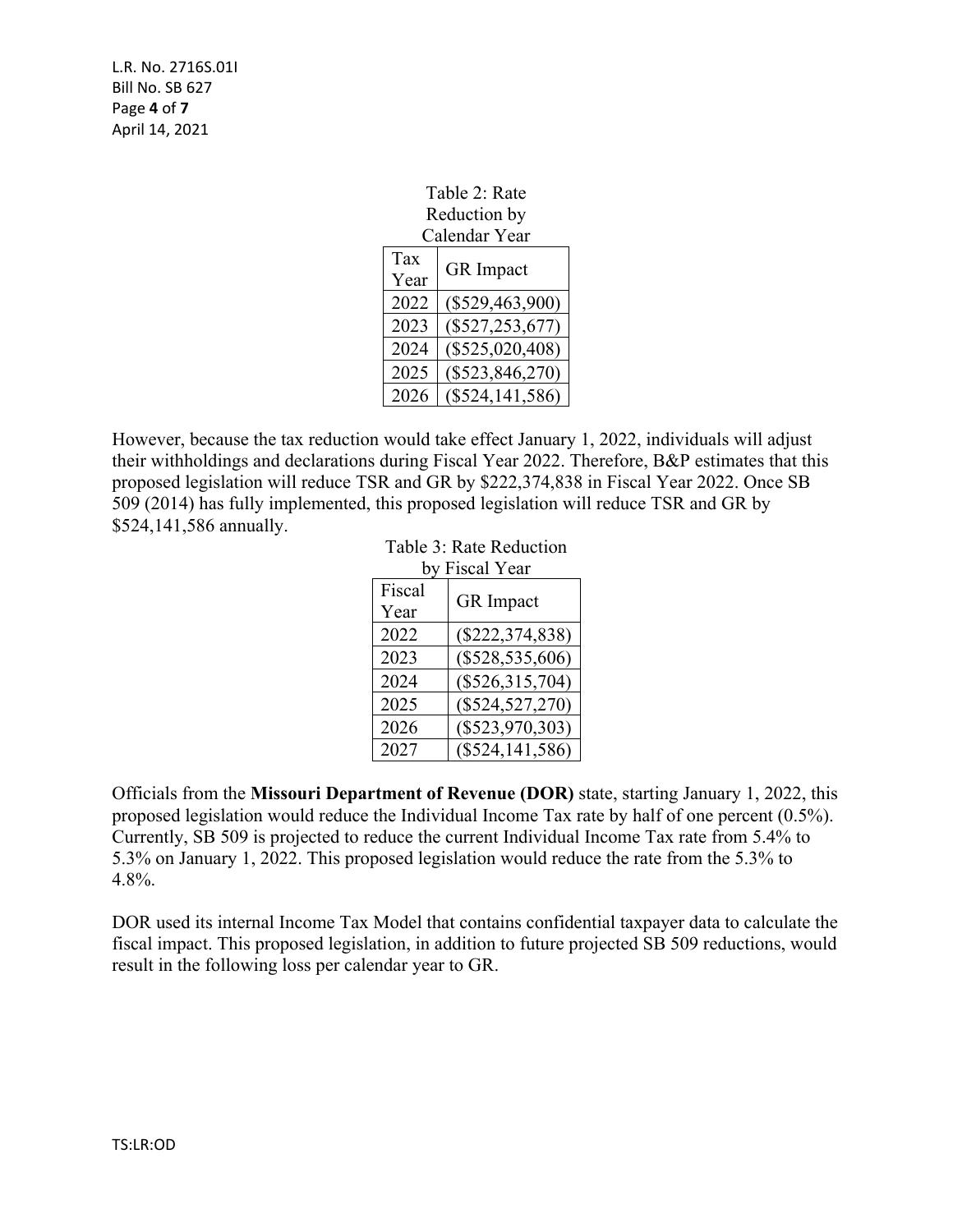Table 2: Rate Reduction by Calendar Year

| Tax Year | GR Impact |
|---|---|
| 2022 | ($529,463,900) |
| 2023 | ($527,253,677) |
| 2024 | ($525,020,408) |
| 2025 | ($523,846,270) |
| 2026 | ($524,141,586) |

However, because the tax reduction would take effect January 1, 2022, individuals will adjust their withholdings and declarations during Fiscal Year 2022. Therefore, B&P estimates that this proposed legislation will reduce TSR and GR by $222,374,838 in Fiscal Year 2022. Once SB 509 (2014) has fully implemented, this proposed legislation will reduce TSR and GR by $524,141,586 annually.

Table 3: Rate Reduction by Fiscal Year

| Fiscal Year | GR Impact |
|---|---|
| 2022 | ($222,374,838) |
| 2023 | ($528,535,606) |
| 2024 | ($526,315,704) |
| 2025 | ($524,527,270) |
| 2026 | ($523,970,303) |
| 2027 | ($524,141,586) |

Officials from the **Missouri Department of Revenue (DOR)** state, starting January 1, 2022, this proposed legislation would reduce the Individual Income Tax rate by half of one percent (0.5%). Currently, SB 509 is projected to reduce the current Individual Income Tax rate from 5.4% to 5.3% on January 1, 2022. This proposed legislation would reduce the rate from the 5.3% to 4.8%.

DOR used its internal Income Tax Model that contains confidential taxpayer data to calculate the fiscal impact. This proposed legislation, in addition to future projected SB 509 reductions, would result in the following loss per calendar year to GR.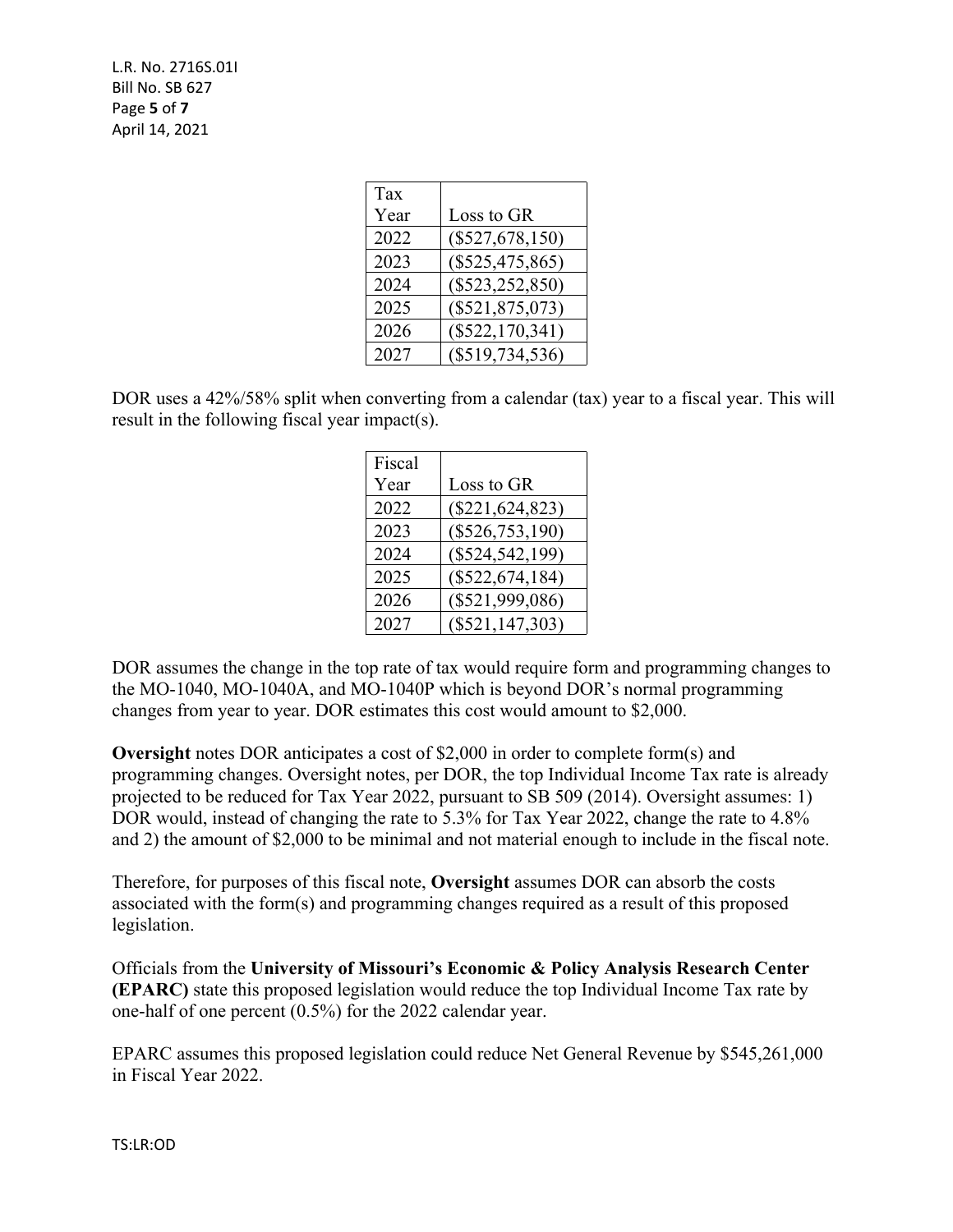| Tax Year | Loss to GR |
|---|---|
| 2022 | ($527,678,150) |
| 2023 | ($525,475,865) |
| 2024 | ($523,252,850) |
| 2025 | ($521,875,073) |
| 2026 | ($522,170,341) |
| 2027 | ($519,734,536) |

DOR uses a 42%/58% split when converting from a calendar (tax) year to a fiscal year. This will result in the following fiscal year impact(s).

| Fiscal Year | Loss to GR |
|---|---|
| 2022 | ($221,624,823) |
| 2023 | ($526,753,190) |
| 2024 | ($524,542,199) |
| 2025 | ($522,674,184) |
| 2026 | ($521,999,086) |
| 2027 | ($521,147,303) |

DOR assumes the change in the top rate of tax would require form and programming changes to the MO-1040, MO-1040A, and MO-1040P which is beyond DOR's normal programming changes from year to year. DOR estimates this cost would amount to $2,000.

**Oversight** notes DOR anticipates a cost of $2,000 in order to complete form(s) and programming changes. Oversight notes, per DOR, the top Individual Income Tax rate is already projected to be reduced for Tax Year 2022, pursuant to SB 509 (2014). Oversight assumes: 1) DOR would, instead of changing the rate to 5.3% for Tax Year 2022, change the rate to 4.8% and 2) the amount of $2,000 to be minimal and not material enough to include in the fiscal note.

Therefore, for purposes of this fiscal note, **Oversight** assumes DOR can absorb the costs associated with the form(s) and programming changes required as a result of this proposed legislation.

Officials from the **University of Missouri's Economic & Policy Analysis Research Center (EPARC)** state this proposed legislation would reduce the top Individual Income Tax rate by one-half of one percent (0.5%) for the 2022 calendar year.

EPARC assumes this proposed legislation could reduce Net General Revenue by $545,261,000 in Fiscal Year 2022.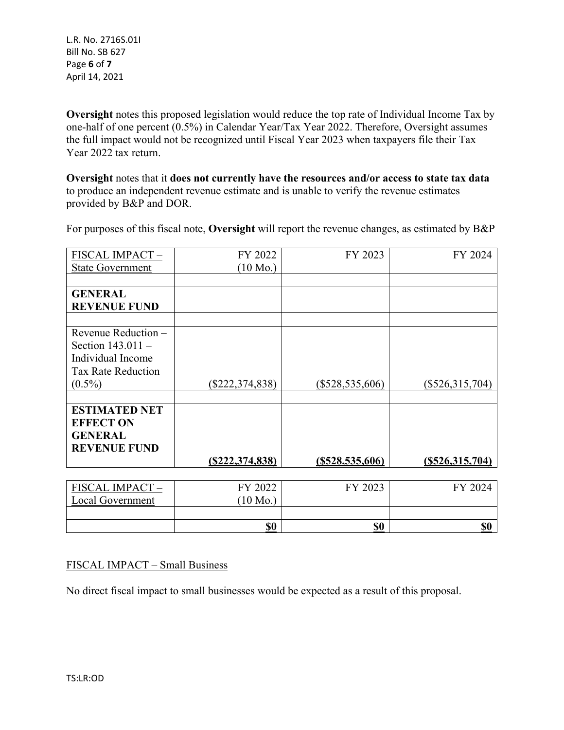**Oversight** notes this proposed legislation would reduce the top rate of Individual Income Tax by one-half of one percent (0.5%) in Calendar Year/Tax Year 2022. Therefore, Oversight assumes the full impact would not be recognized until Fiscal Year 2023 when taxpayers file their Tax Year 2022 tax return.

**Oversight** notes that it **does not currently have the resources and/or access to state tax data** to produce an independent revenue estimate and is unable to verify the revenue estimates provided by B&P and DOR.

For purposes of this fiscal note, **Oversight** will report the revenue changes, as estimated by B&P

| FISCAL IMPACT – State Government | FY 2022 (10 Mo.) | FY 2023 | FY 2024 |
|---|---|---|---|
| | | | |
| **GENERAL REVENUE FUND** | | | |
| | | | |
| Revenue Reduction – Section 143.011 – Individual Income Tax Rate Reduction (0.5%) | ($222,374,838) | ($528,535,606) | ($526,315,704) |
| | | | |
| **ESTIMATED NET EFFECT ON GENERAL REVENUE FUND** | **($222,374,838)** | **($528,535,606)** | **($526,315,704)** |

| FISCAL IMPACT – Local Government | FY 2022 (10 Mo.) | FY 2023 | FY 2024 |
|---|---|---|---|
| | | | |
| | **$0** | **$0** | **$0** |

FISCAL IMPACT – Small Business

No direct fiscal impact to small businesses would be expected as a result of this proposal.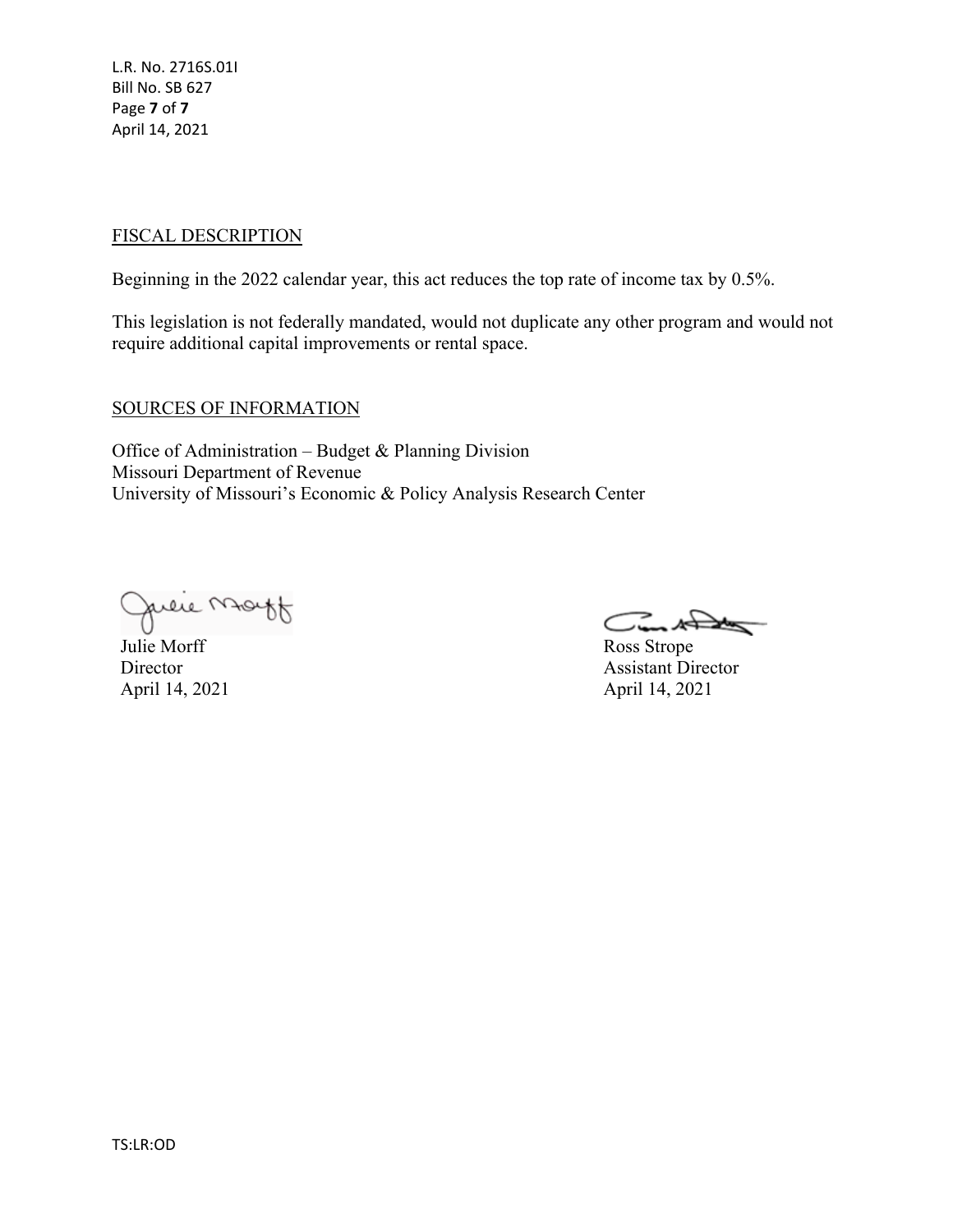## FISCAL DESCRIPTION

Beginning in the 2022 calendar year, this act reduces the top rate of income tax by 0.5%.

This legislation is not federally mandated, would not duplicate any other program and would not require additional capital improvements or rental space.

## SOURCES OF INFORMATION

Office of Administration – Budget & Planning Division
Missouri Department of Revenue
University of Missouri's Economic & Policy Analysis Research Center

Julie Morff
Director
April 14, 2021

Ross Strope
Assistant Director
April 14, 2021

TS:LR:OD